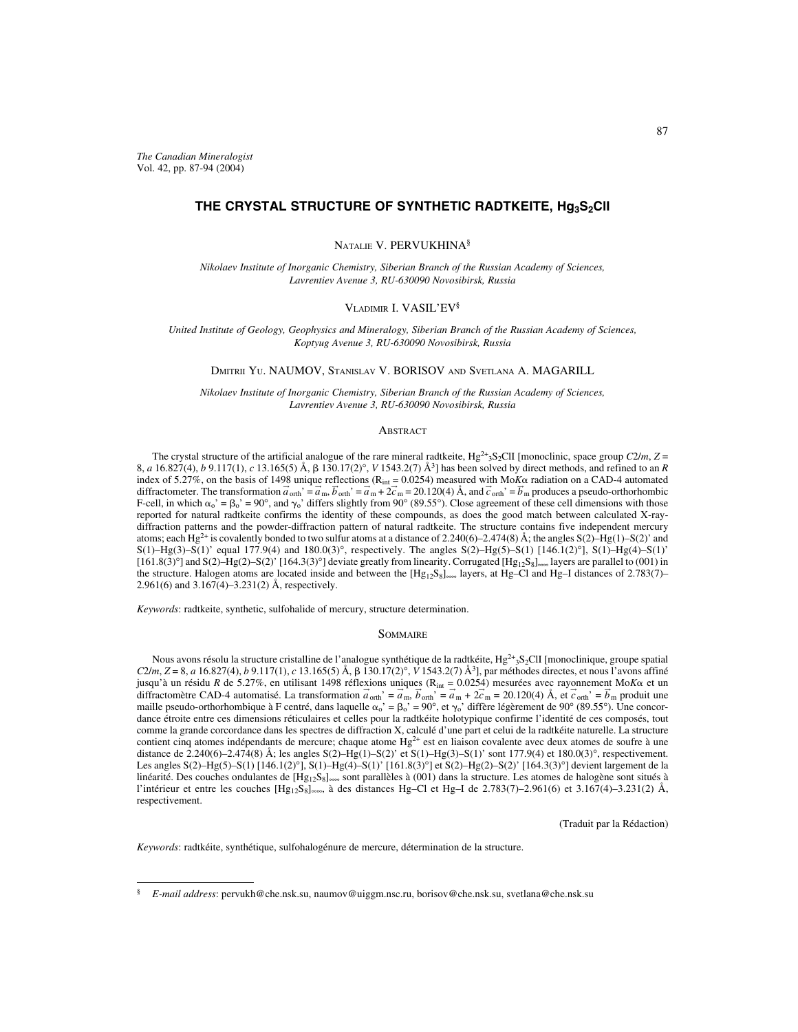*The Canadian Mineralogist*
Vol. 42, pp. 87-94 (2004)

# THE CRYSTAL STRUCTURE OF SYNTHETIC RADTKEITE, $Hg_3S_2ClI$

NATALIE V. PERVUKHINA§

*Nikolaev Institute of Inorganic Chemistry, Siberian Branch of the Russian Academy of Sciences, Lavrentiev Avenue 3, RU-630090 Novosibirsk, Russia*

VLADIMIR I. VASIL'EV§

*United Institute of Geology, Geophysics and Mineralogy, Siberian Branch of the Russian Academy of Sciences, Koptyug Avenue 3, RU-630090 Novosibirsk, Russia*

DMITRII YU. NAUMOV, STANISLAV V. BORISOV AND SVETLANA A. MAGARILL

*Nikolaev Institute of Inorganic Chemistry, Siberian Branch of the Russian Academy of Sciences, Lavrentiev Avenue 3, RU-630090 Novosibirsk, Russia*

## ABSTRACT

The crystal structure of the artificial analogue of the rare mineral radtkeite, $Hg^{2+}{}_3S_2ClI$ [monoclinic, space group *C*2/*m*, *Z* = 8, *a* 16.827(4), *b* 9.117(1), *c* 13.165(5) Å, β 130.17(2)°, *V* 1543.2(7) Å$^3$] has been solved by direct methods, and refined to an *R* index of 5.27%, on the basis of 1498 unique reflections ($R_{int}$ = 0.0254) measured with Mo*K*α radiation on a CAD-4 automated diffractometer. The transformation $\vec{a}_{orth}' = \vec{a}_m$, $\vec{b}_{orth}' = \vec{a}_m + 2\vec{c}_m$ = 20.120(4) Å, and $\vec{c}_{orth}' = \vec{b}_m$ produces a pseudo-orthorhombic F-cell, in which $\alpha_o' = \beta_o'$ = 90°, and $\gamma_o'$ differs slightly from 90° (89.55°). Close agreement of these cell dimensions with those reported for natural radtkeite confirms the identity of these compounds, as does the good match between calculated X-ray-diffraction patterns and the powder-diffraction pattern of natural radtkeite. The structure contains five independent mercury atoms; each $Hg^{2+}$ is covalently bonded to two sulfur atoms at a distance of 2.240(6)–2.474(8) Å; the angles S(2)–Hg(1)–S(2)' and S(1)–Hg(3)–S(1)' equal 177.9(4) and 180.0(3)°, respectively. The angles S(2)–Hg(5)–S(1) [146.1(2)°], S(1)–Hg(4)–S(1)' [161.8(3)°] and S(2)–Hg(2)–S(2)' [164.3(3)°] deviate greatly from linearity. Corrugated $[Hg_{12}S_8]_{\infty\infty}$ layers are parallel to (001) in the structure. Halogen atoms are located inside and between the $[Hg_{12}S_8]_{\infty\infty}$ layers, at Hg–Cl and Hg–I distances of 2.783(7)–2.961(6) and 3.167(4)–3.231(2) Å, respectively.

*Keywords*: radtkeite, synthetic, sulfohalide of mercury, structure determination.

## SOMMAIRE

Nous avons résolu la structure cristalline de l'analogue synthétique de la radtkéite, $Hg^{2+}{}_3S_2ClI$ [monoclinique, groupe spatial *C*2/*m*, *Z* = 8, *a* 16.827(4), *b* 9.117(1), *c* 13.165(5) Å, β 130.17(2)°, *V* 1543.2(7) Å$^3$], par méthodes directes, et nous l'avons affiné jusqu'à un résidu *R* de 5.27%, en utilisant 1498 réflexions uniques ($R_{int}$ = 0.0254) mesurées avec rayonnement Mo*K*α et un diffractomètre CAD-4 automatisé. La transformation $\vec{a}_{orth}' = \vec{a}_m$, $\vec{b}_{orth}' = \vec{a}_m + 2\vec{c}_m$ = 20.120(4) Å, et $\vec{c}_{orth}' = \vec{b}_m$ produit une maille pseudo-orthorhombique à F centré, dans laquelle $\alpha_o' = \beta_o'$ = 90°, et $\gamma_o'$ diffère légèrement de 90° (89.55°). Une concordance étroite entre ces dimensions réticulaires et celles pour la radtkéite holotypique confirme l'identité de ces composés, tout comme la grande corcordance dans les spectres de diffraction X, calculé d'une part et celui de la radtkéite naturelle. La structure contient cinq atomes indépendants de mercure; chaque atome $Hg^{2+}$ est en liaison covalente avec deux atomes de soufre à une distance de 2.240(6)–2.474(8) Å; les angles S(2)–Hg(1)–S(2)' et S(1)–Hg(3)–S(1)' sont 177.9(4) et 180.0(3)°, respectivement. Les angles S(2)–Hg(5)–S(1) [146.1(2)°], S(1)–Hg(4)–S(1)' [161.8(3)°] et S(2)–Hg(2)–S(2)' [164.3(3)°] devient largement de la linéarité. Des couches ondulantes de $[Hg_{12}S_8]_{\infty\infty}$ sont parallèles à (001) dans la structure. Les atomes de halogène sont situés à l'intérieur et entre les couches $[Hg_{12}S_8]_{\infty\infty}$, à des distances Hg–Cl et Hg–I de 2.783(7)–2.961(6) et 3.167(4)–3.231(2) Å, respectivement.

(Traduit par la Rédaction)

*Keywords*: radtkéite, synthétique, sulfohalogénure de mercure, détermination de la structure.

---

§ *E-mail address*: pervukh@che.nsk.su, naumov@uiggm.nsc.ru, borisov@che.nsk.su, svetlana@che.nsk.su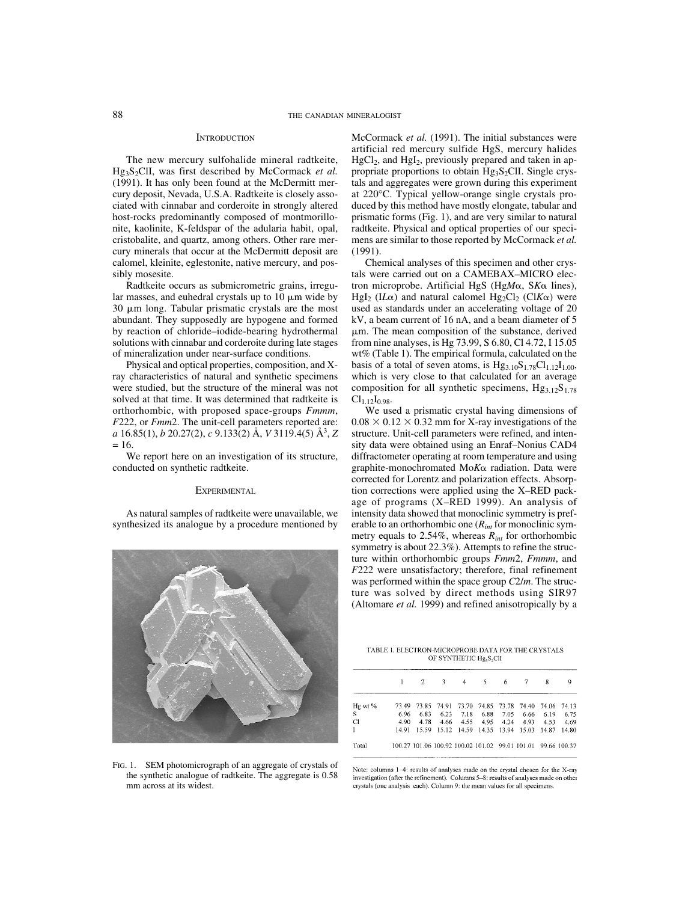## Introduction

The new mercury sulfohalide mineral radtkeite, $Hg_3S_2ClI$, was first described by McCormack *et al.* (1991). It has only been found at the McDermitt mercury deposit, Nevada, U.S.A. Radtkeite is closely associated with cinnabar and corderoite in strongly altered host-rocks predominantly composed of montmorillonite, kaolinite, K-feldspar of the adularia habit, opal, cristobalite, and quartz, among others. Other rare mercury minerals that occur at the McDermitt deposit are calomel, kleinite, eglestonite, native mercury, and possibly mosesite.

Radtkeite occurs as submicrometric grains, irregular masses, and euhedral crystals up to 10 μm wide by 30 μm long. Tabular prismatic crystals are the most abundant. They supposedly are hypogene and formed by reaction of chloride–iodide-bearing hydrothermal solutions with cinnabar and corderoite during late stages of mineralization under near-surface conditions.

Physical and optical properties, composition, and X-ray characteristics of natural and synthetic specimens were studied, but the structure of the mineral was not solved at that time. It was determined that radtkeite is orthorhombic, with proposed space-groups *Fmmm*, *F*222, or *Fmm*2. The unit-cell parameters reported are: *a* 16.85(1), *b* 20.27(2), *c* 9.133(2) Å, *V* 3119.4(5) $Å^3$, *Z* = 16.

We report here on an investigation of its structure, conducted on synthetic radtkeite.

## Experimental

As natural samples of radtkeite were unavailable, we synthesized its analogue by a procedure mentioned by McCormack *et al.* (1991). The initial substances were artificial red mercury sulfide HgS, mercury halides $HgCl_2$, and $HgI_2$, previously prepared and taken in appropriate proportions to obtain $Hg_3S_2ClI$. Single crystals and aggregates were grown during this experiment at 220°C. Typical yellow-orange single crystals produced by this method have mostly elongate, tabular and prismatic forms (Fig. 1), and are very similar to natural radtkeite. Physical and optical properties of our specimens are similar to those reported by McCormack *et al.* (1991).

FIG. 1. SEM photomicrograph of an aggregate of crystals of the synthetic analogue of radtkeite. The aggregate is 0.58 mm across at its widest.

Chemical analyses of this specimen and other crystals were carried out on a CAMEBAX–MICRO electron microprobe. Artificial HgS (Hg*M*α, S*K*α lines), $HgI_2$ (I*L*α) and natural calomel $Hg_2Cl_2$ (Cl*K*α) were used as standards under an accelerating voltage of 20 kV, a beam current of 16 nA, and a beam diameter of 5 μm. The mean composition of the substance, derived from nine analyses, is Hg 73.99, S 6.80, Cl 4.72, I 15.05 wt% (Table 1). The empirical formula, calculated on the basis of a total of seven atoms, is $Hg_{3.10}S_{1.78}Cl_{1.12}I_{1.00}$, which is very close to that calculated for an average composition for all synthetic specimens, $Hg_{3.12}S_{1.78}Cl_{1.12}I_{0.98}$.

We used a prismatic crystal having dimensions of 0.08 × 0.12 × 0.32 mm for X-ray investigations of the structure. Unit-cell parameters were refined, and intensity data were obtained using an Enraf–Nonius CAD4 diffractometer operating at room temperature and using graphite-monochromated Mo*K*α radiation. Data were corrected for Lorentz and polarization effects. Absorption corrections were applied using the X–RED package of programs (X–RED 1999). An analysis of intensity data showed that monoclinic symmetry is preferable to an orthorhombic one ($R_{int}$ for monoclinic symmetry equals to 2.54%, whereas $R_{int}$ for orthorhombic symmetry is about 22.3%). Attempts to refine the structure within orthorhombic groups *Fmm*2, *Fmmm*, and *F*222 were unsatisfactory; therefore, final refinement was performed within the space group *C*2/*m*. The structure was solved by direct methods using SIR97 (Altomare *et al.* 1999) and refined anisotropically by a

TABLE 1. ELECTRON-MICROPROBE DATA FOR THE CRYSTALS OF SYNTHETIC $Hg_3S_2ClI$

| | 1 | 2 | 3 | 4 | 5 | 6 | 7 | 8 | 9 |
|---|---|---|---|---|---|---|---|---|---|
| Hg wt % | 73.49 | 73.85 | 74.91 | 73.70 | 74.85 | 73.78 | 74.40 | 74.06 | 74.13 |
| S | 6.96 | 6.83 | 6.23 | 7.18 | 6.88 | 7.05 | 6.66 | 6.19 | 6.75 |
| Cl | 4.90 | 4.78 | 4.66 | 4.55 | 4.95 | 4.24 | 4.93 | 4.53 | 4.69 |
| I | 14.91 | 15.59 | 15.12 | 14.59 | 14.35 | 13.94 | 15.03 | 14.87 | 14.80 |
| Total | 100.27 | 101.06 | 100.92 | 100.02 | 101.02 | 99.01 | 101.01 | 99.66 | 100.37 |

Note: columns 1–4: results of analyses made on the crystal chosen for the X-ray investigation (after the refinement). Columns 5–8: results of analyses made on other crystals (one analysis each). Column 9: the mean values for all specimens.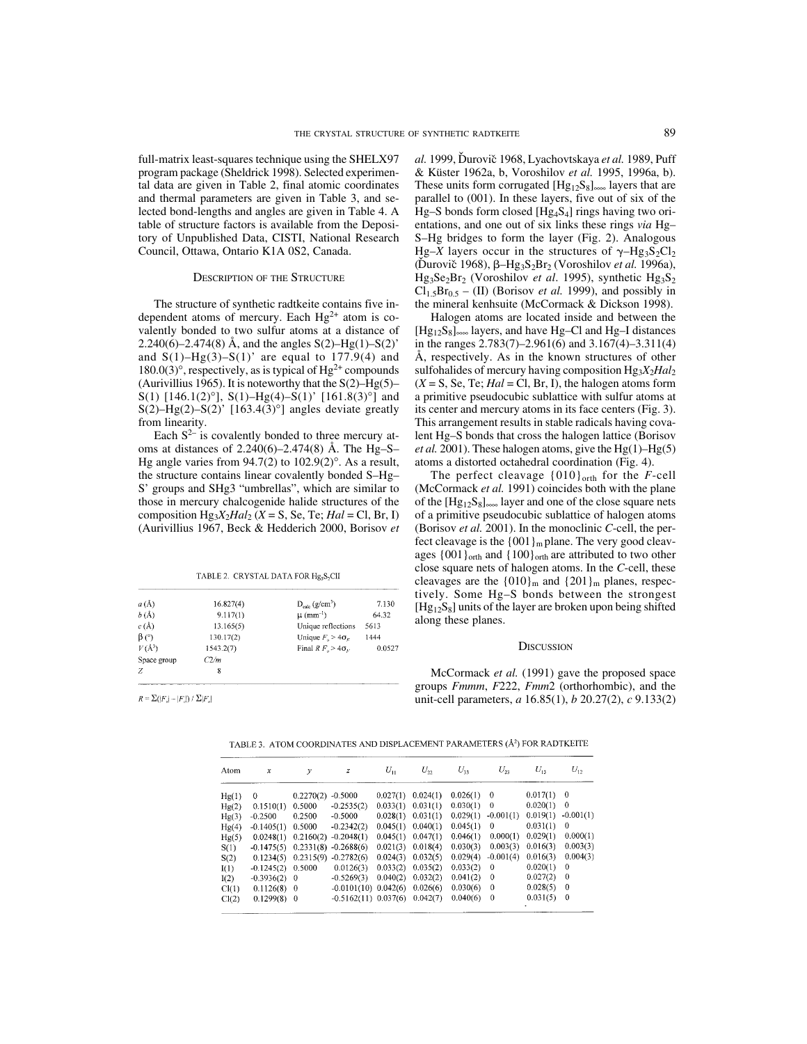full-matrix least-squares technique using the SHELX97 program package (Sheldrick 1998). Selected experimental data are given in Table 2, final atomic coordinates and thermal parameters are given in Table 3, and selected bond-lengths and angles are given in Table 4. A table of structure factors is available from the Depository of Unpublished Data, CISTI, National Research Council, Ottawa, Ontario K1A 0S2, Canada.

## Description of the Structure

The structure of synthetic radtkeite contains five independent atoms of mercury. Each $Hg^{2+}$ atom is covalently bonded to two sulfur atoms at a distance of 2.240(6)–2.474(8) Å, and the angles S(2)–Hg(1)–S(2)' and S(1)–Hg(3)–S(1)' are equal to 177.9(4) and 180.0(3)°, respectively, as is typical of $Hg^{2+}$ compounds (Aurivillius 1965). It is noteworthy that the S(2)–Hg(5)–S(1) [146.1(2)°], S(1)–Hg(4)–S(1)' [161.8(3)°] and S(2)–Hg(2)–S(2)' [163.4(3)°] angles deviate greatly from linearity.

Each $S^{2-}$ is covalently bonded to three mercury atoms at distances of 2.240(6)–2.474(8) Å. The Hg–S–Hg angle varies from 94.7(2) to 102.9(2)°. As a result, the structure contains linear covalently bonded S–Hg–S' groups and $SHg_3$ "umbrellas", which are similar to those in mercury chalcogenide halide structures of the composition $Hg_3X_2Hal_2$ ($X$ = S, Se, Te; $Hal$ = Cl, Br, I) (Aurivillius 1967, Beck & Hedderich 2000, Borisov *et al.* 1999, Ďurovič 1968, Lyachovtskaya *et al.* 1989, Puff & Küster 1962a, b, Voroshilov *et al.* 1995, 1996a, b). These units form corrugated $[Hg_{12}S_8]_{\infty\infty}$ layers that are parallel to (001). In these layers, five out of six of the Hg–S bonds form closed $[Hg_4S_4]$ rings having two orientations, and one out of six links these rings *via* Hg–S–Hg bridges to form the layer (Fig. 2). Analogous Hg–$X$ layers occur in the structures of γ–$Hg_3S_2Cl_2$ (Ďurovič 1968), β–$Hg_3S_2Br_2$ (Voroshilov *et al.* 1996a), $Hg_3Se_2Br_2$ (Voroshilov *et al.* 1995), synthetic $Hg_3S_2Cl_{1.5}Br_{0.5}$ – (II) (Borisov *et al.* 1999), and possibly in the mineral kenhsuite (McCormack & Dickson 1998).

Halogen atoms are located inside and between the $[Hg_{12}S_8]_{\infty\infty}$ layers, and have Hg–Cl and Hg–I distances in the ranges 2.783(7)–2.961(6) and 3.167(4)–3.311(4) Å, respectively. As in the known structures of other sulfohalides of mercury having composition $Hg_3X_2Hal_2$ ($X$ = S, Se, Te; $Hal$ = Cl, Br, I), the halogen atoms form a primitive pseudocubic sublattice with sulfur atoms at its center and mercury atoms in its face centers (Fig. 3). This arrangement results in stable radicals having covalent Hg–S bonds that cross the halogen lattice (Borisov *et al.* 2001). These halogen atoms, give the Hg(1)–Hg(5) atoms a distorted octahedral coordination (Fig. 4).

The perfect cleavage $\{010\}_{orth}$ for the *F*-cell (McCormack *et al.* 1991) coincides both with the plane of the $[Hg_{12}S_8]_{\infty\infty}$ layer and one of the close square nets of a primitive pseudocubic sublattice of halogen atoms (Borisov *et al.* 2001). In the monoclinic *C*-cell, the perfect cleavage is the $\{001\}_m$ plane. The very good cleavages $\{001\}_{orth}$ and $\{100\}_{orth}$ are attributed to two other close square nets of halogen atoms. In the *C*-cell, these cleavages are the $\{010\}_m$ and $\{201\}_m$ planes, respectively. Some Hg–S bonds between the strongest $[Hg_{12}S_8]$ units of the layer are broken upon being shifted along these planes.

TABLE 2. CRYSTAL DATA FOR $Hg_3S_2ClI$

| | | | |
|---|---|---|---|
| $a$ (Å) | 16.827(4) | $D_{calc}$ (g/cm³) | 7.130 |
| $b$ (Å) | 9.117(1) | μ (mm⁻¹) | 64.32 |
| $c$ (Å) | 13.165(5) | Unique reflections | 5613 |
| β (°) | 130.17(2) | Unique $F_o > 4\sigma_F$ | 1444 |
| $V$ (Å³) | 1543.2(7) | Final $R$ $F_o > 4\sigma_F$ | 0.0527 |
| Space group | $C2/m$ | | |
| $Z$ | 8 | | |

$R = \Sigma(|F_o| - |F_c|) / \Sigma|F_o|$

## Discussion

McCormack *et al.* (1991) gave the proposed space groups *Fmmm*, *F*222, *Fmm*2 (orthorhombic), and the unit-cell parameters, *a* 16.85(1), *b* 20.27(2), *c* 9.133(2)

TABLE 3. ATOM COORDINATES AND DISPLACEMENT PARAMETERS (Å²) FOR RADTKEITE

| Atom | $x$ | $y$ | $z$ | $U_{11}$ | $U_{22}$ | $U_{33}$ | $U_{23}$ | $U_{13}$ | $U_{12}$ |
|---|---|---|---|---|---|---|---|---|---|
| Hg(1) | 0 | 0.2270(2) | -0.5000 | 0.027(1) | 0.024(1) | 0.026(1) | 0 | 0.017(1) | 0 |
| Hg(2) | 0.1510(1) | 0.5000 | -0.2535(2) | 0.033(1) | 0.031(1) | 0.030(1) | 0 | 0.020(1) | 0 |
| Hg(3) | -0.2500 | 0.2500 | -0.5000 | 0.028(1) | 0.031(1) | 0.029(1) | -0.001(1) | 0.019(1) | -0.001(1) |
| Hg(4) | -0.1405(1) | 0.5000 | -0.2342(2) | 0.045(1) | 0.040(1) | 0.045(1) | 0 | 0.031(1) | 0 |
| Hg(5) | 0.0248(1) | 0.2160(2) | -0.2048(1) | 0.045(1) | 0.047(1) | 0.046(1) | 0.000(1) | 0.029(1) | 0.000(1) |
| S(1) | -0.1475(5) | 0.2331(8) | -0.2688(6) | 0.021(3) | 0.018(4) | 0.030(3) | 0.003(3) | 0.016(3) | 0.003(3) |
| S(2) | 0.1234(5) | 0.2315(9) | -0.2782(6) | 0.024(3) | 0.032(5) | 0.029(4) | -0.001(4) | 0.016(3) | 0.004(3) |
| I(1) | -0.1245(2) | 0.5000 | 0.0126(3) | 0.033(2) | 0.035(2) | 0.033(2) | 0 | 0.020(1) | 0 |
| I(2) | -0.3936(2) | 0 | -0.5269(3) | 0.040(2) | 0.032(2) | 0.041(2) | 0 | 0.027(2) | 0 |
| Cl(1) | 0.1126(8) | 0 | -0.0101(10) | 0.042(6) | 0.026(6) | 0.030(6) | 0 | 0.028(5) | 0 |
| Cl(2) | 0.1299(8) | 0 | -0.5162(11) | 0.037(6) | 0.042(7) | 0.040(6) | 0 | 0.031(5) | 0 |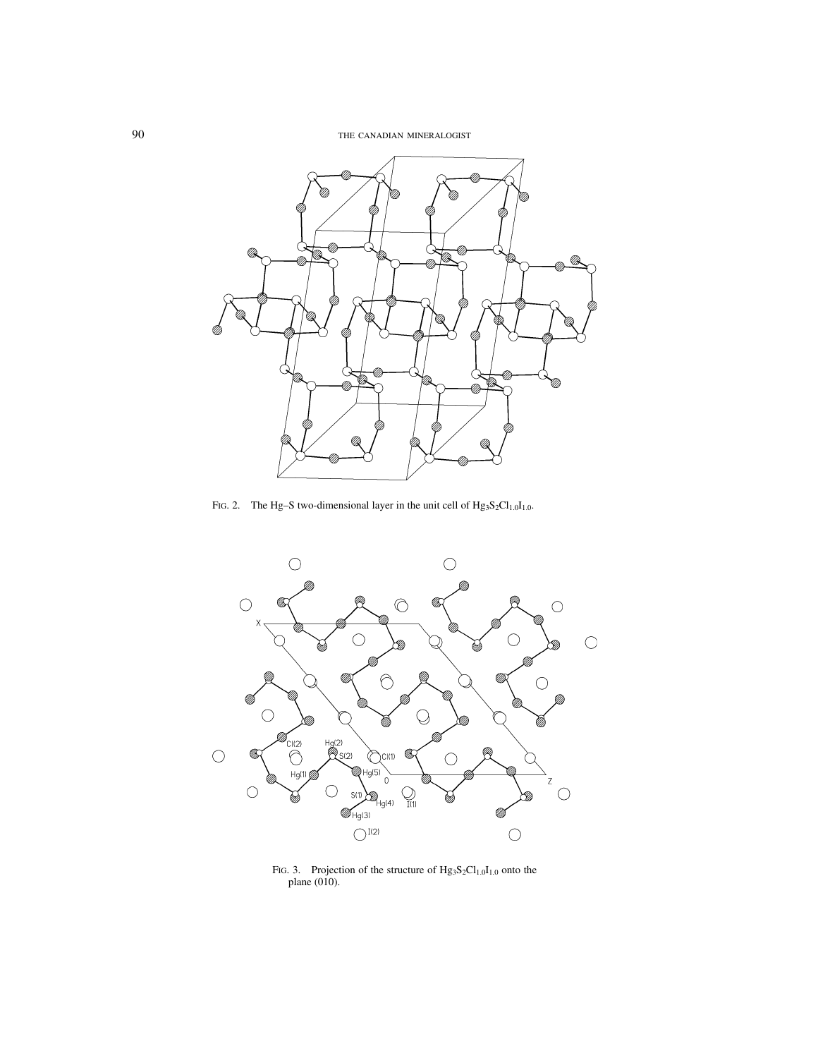FIG. 2. The Hg–S two-dimensional layer in the unit cell of $Hg_3S_2Cl_{1.0}I_{1.0}$.

FIG. 3. Projection of the structure of $Hg_3S_2Cl_{1.0}I_{1.0}$ onto the plane (010).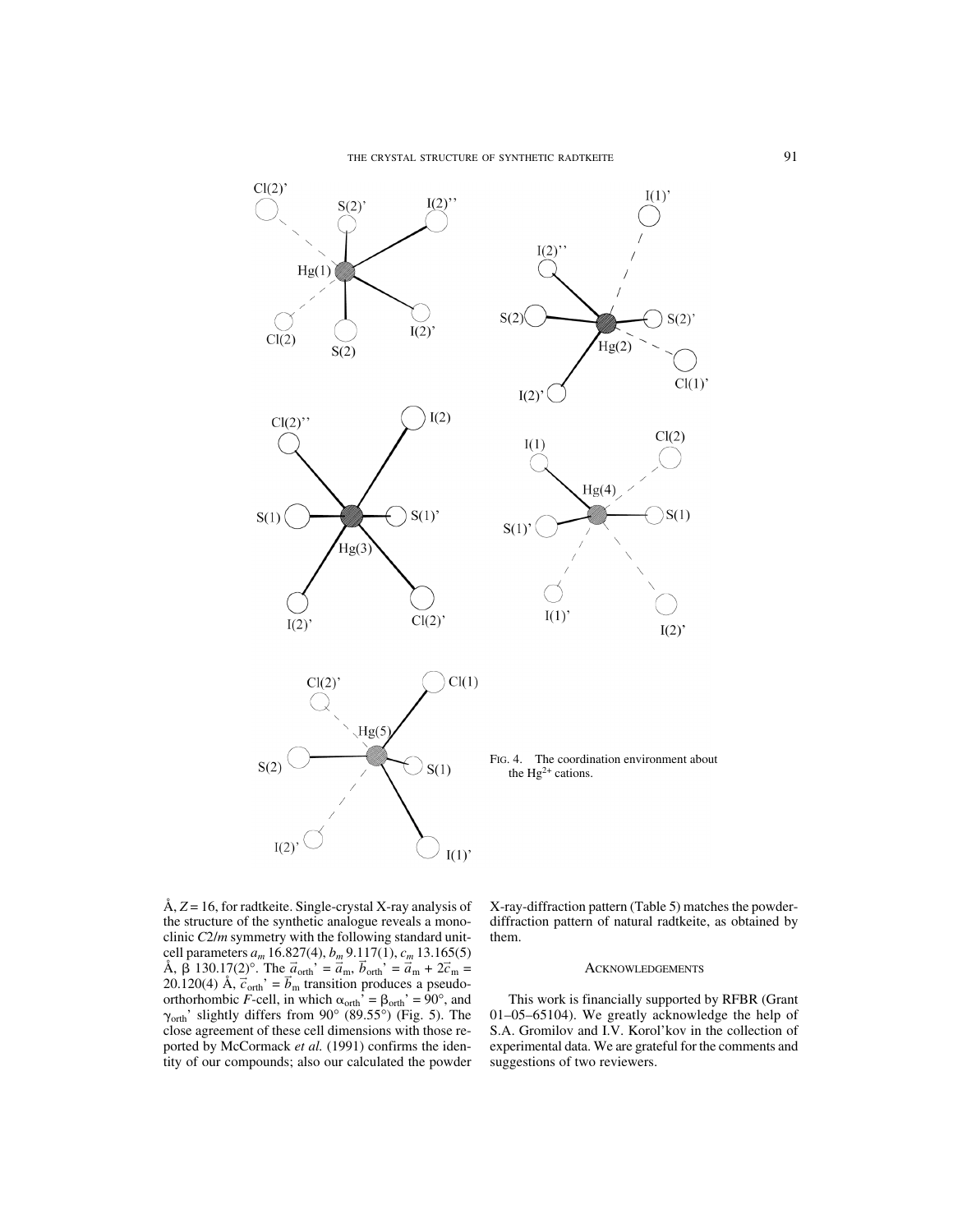FIG. 4. The coordination environment about the $Hg^{2+}$ cations.

Å, $Z = 16$, for radtkeite. Single-crystal X-ray analysis of the structure of the synthetic analogue reveals a monoclinic $C2/m$ symmetry with the following standard unit-cell parameters $a_m$ 16.827(4), $b_m$ 9.117(1), $c_m$ 13.165(5) Å, β 130.17(2)°. The $\vec{a}_{\text{orth}}' = \vec{a}_{\text{m}}$, $\vec{b}_{\text{orth}}' = \vec{a}_{\text{m}} + 2\vec{c}_{\text{m}}$ = 20.120(4) Å, $\vec{c}_{\text{orth}}' = \vec{b}_{\text{m}}$ transition produces a pseudo-orthorhombic *F*-cell, in which $\alpha_{\text{orth}}' = \beta_{\text{orth}}' = 90°$, and $\gamma_{\text{orth}}'$ slightly differs from 90° (89.55°) (Fig. 5). The close agreement of these cell dimensions with those reported by McCormack *et al.* (1991) confirms the identity of our compounds; also our calculated the powder X-ray-diffraction pattern (Table 5) matches the powder-diffraction pattern of natural radtkeite, as obtained by them.

## ACKNOWLEDGEMENTS

This work is financially supported by RFBR (Grant 01–05–65104). We greatly acknowledge the help of S.A. Gromilov and I.V. Korol'kov in the collection of experimental data. We are grateful for the comments and suggestions of two reviewers.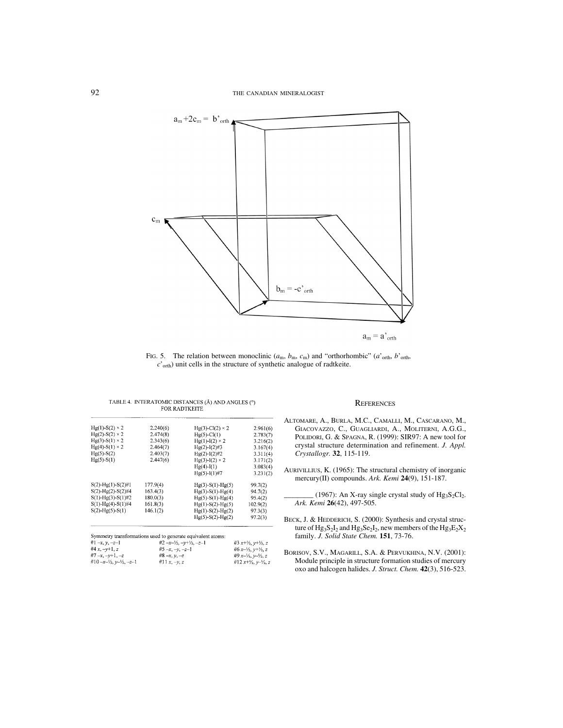FIG. 5. The relation between monoclinic ($a_m$, $b_m$, $c_m$) and "orthorhombic" ($a'_{orth}$, $b'_{orth}$, $c'_{orth}$) unit cells in the structure of synthetic analogue of radtkeite.

TABLE 4. INTERATOMIC DISTANCES (Å) AND ANGLES (°) FOR RADTKEITE

| | | | |
|---|---|---|---|
| Hg(1)-S(2) × 2 | 2.240(6) | Hg(3)-Cl(2) × 2 | 2.961(6) |
| Hg(2)-S(2) × 2 | 2.474(8) | Hg(5)-Cl(1) | 2.783(7) |
| Hg(3)-S(1) × 2 | 2.343(6) | Hg(1)-I(2) × 2 | 3.216(2) |
| Hg(4)-S(1) × 2 | 2.464(7) | Hg(2)-I(2)#3 | 3.167(4) |
| Hg(5)-S(2) | 2.403(7) | Hg(2)-I(2)#2 | 3.311(4) |
| Hg(5)-S(1) | 2.447(6) | Hg(3)-I(2) × 2 | 3.171(2) |
| | | Hg(4)-I(1) | 3.083(4) |
| | | Hg(5)-I(1)#7 | 3.231(2) |
| S(2)-Hg(1)-S(2)#1 | 177.9(4) | Hg(3)-S(1)-Hg(5) | 99.7(2) |
| S(2)-Hg(2)-S(2)#4 | 163.4(3) | Hg(3)-S(1)-Hg(4) | 94.7(2) |
| S(1)-Hg(3)-S(1)#2 | 180.0(3) | Hg(5)-S(1)-Hg(4) | 95.4(2) |
| S(1)-Hg(4)-S(1)#4 | 161.8(3) | Hg(1)-S(2)-Hg(5) | 102.9(2) |
| S(2)-Hg(5)-S(1) | 146.1(2) | Hg(1)-S(2)-Hg(2) | 97.3(3) |
| | | Hg(5)-S(2)-Hg(2) | 97.2(3) |

Symmetry transformations used to generate equivalent atoms:
#1 $-x, y, -z-1$ #2 $-x-½, -y+½, -z-1$ #3 $x+½, y+½, z$
#4 $x, -y+1, z$ #5 $-x, -y, -z-1$ #6 $x-½, y+½, z$
#7 $-x, -y+1, -z$ #8 $-x, y, -z$ #9 $x-½, y-½, z$
#10 $-x-½, y-½, -z-1$ #11 $x, -y, z$ #12 $x+½, y-½, z$

## REFERENCES

ALTOMARE, A., BURLA, M.C., CAMALLI, M., CASCARANO, M., GIACOVAZZO, C., GUAGLIARDI, A., MOLITERNI, A.G.G., POLIDORI, G. & SPAGNA, R. (1999): SIR97: A new tool for crystal structure determination and refinement. *J. Appl. Crystallogr.* **32**, 115-119.

AURIVILLIUS, K. (1965): The structural chemistry of inorganic mercury(II) compounds. *Ark. Kemi* **24**(9), 151-187.

________ (1967): An X-ray single crystal study of $Hg_3S_2Cl_2$. *Ark. Kemi* **26**(42), 497-505.

BECK, J. & HEDDERICH, S. (2000): Synthesis and crystal structure of $Hg_3S_2I_2$ and $Hg_3Se_2I_2$, new members of the $Hg_3E_2X_2$ family. *J. Solid State Chem.* **151**, 73-76.

BORISOV, S.V., MAGARILL, S.A. & PERVUKHINA, N.V. (2001): Module principle in structure formation studies of mercury oxo and halcogen halides. *J. Struct. Chem.* **42**(3), 516-523.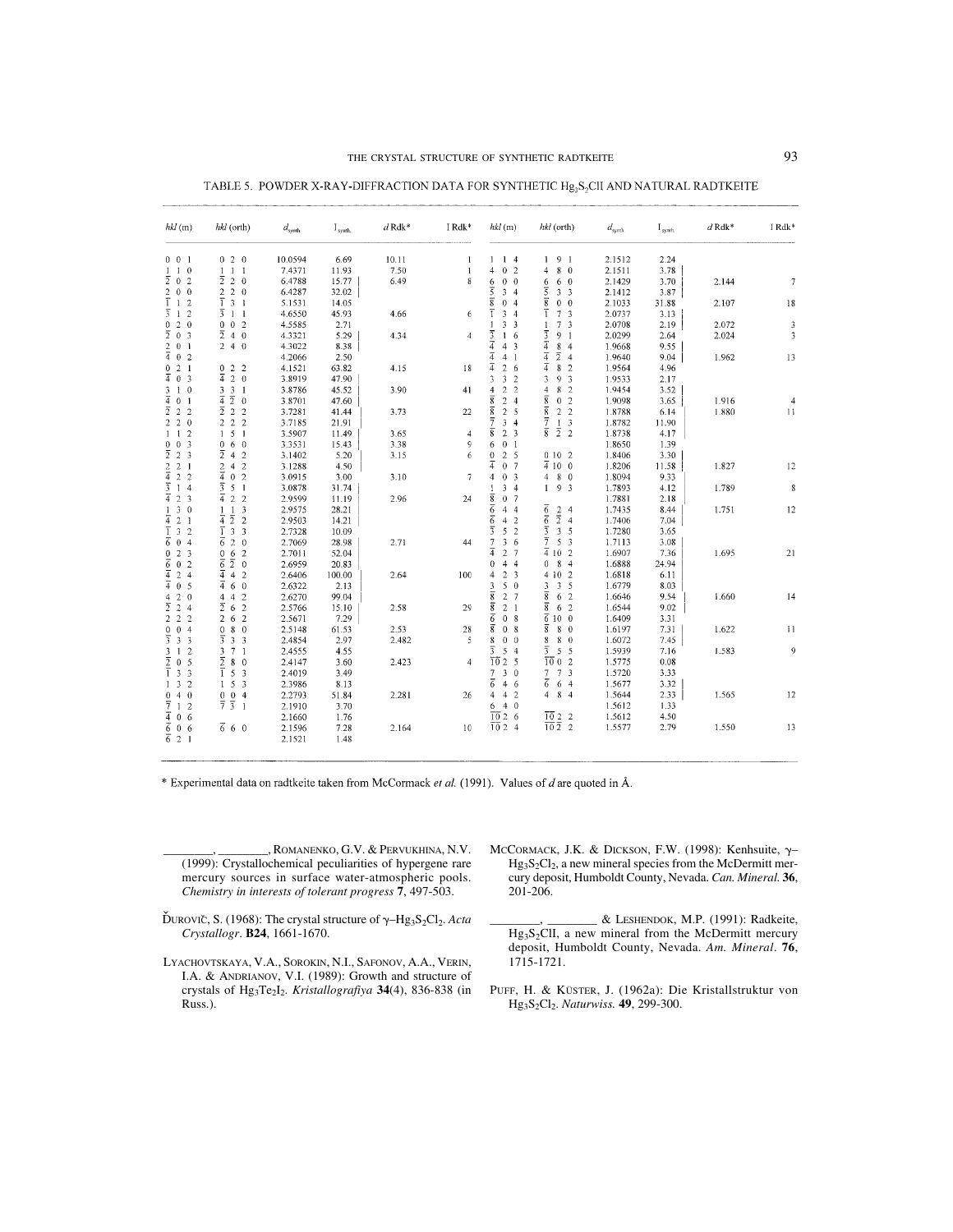TABLE 5. POWDER X-RAY-DIFFRACTION DATA FOR SYNTHETIC $Hg_3S_2ClI$ AND NATURAL RADTKEITE

| *hkl* (m) | *hkl* (orth) | $d_{synth}$ | $I_{synth}$ | *d* Rdk* | I Rdk* | *hkl* (m) | *hkl* (orth) | $d_{synth}$ | $I_{synth}$ | *d* Rdk* | I Rdk* |
|---|---|---|---|---|---|---|---|---|---|---|---|
| 0 0 1 | 0 2 0 | 10.0594 | 6.69 | 10.11 | 1 | 1 1 4 | 1 9 1 | 2.1512 | 2.24 | | |
| $\bar{1}$ 1 0 | $\bar{1}$ 1 1 | 7.4371 | 11.93 | 7.50 | 1 | 4 0 2 | 4 8 0 | 2.1511 | 3.78 | | |
| $\bar{2}$ 0 2 | $\bar{2}$ 2 0 | 6.4788 | 15.77 | 6.49 | 8 | 6 0 0 | 6 6 0 | 2.1429 | 3.70 | 2.144 | 7 |
| 2 0 0 | 2 2 0 | 6.4287 | 32.02 | | | $\bar{5}$ 3 4 | $\bar{5}$ 3 3 | 2.1412 | 3.87 | | |
| $\bar{1}$ 1 2 | $\bar{1}$ 3 1 | 5.1531 | 14.05 | | | $\bar{8}$ 0 4 | $\bar{8}$ 0 0 | 2.1033 | 31.88 | 2.107 | 18 |
| $\bar{3}$ 1 2 | $\bar{3}$ 1 1 | 4.6550 | 45.93 | 4.66 | 6 | $\bar{1}$ 3 4 | $\bar{1}$ 7 3 | 2.0737 | 3.13 | | |
| 0 2 0 | 0 0 2 | 4.5585 | 2.71 | | | 1 3 3 | 1 7 3 | 2.0708 | 2.19 | 2.072 | 3 |
| $\bar{2}$ 0 3 | $\bar{2}$ 4 0 | 4.3321 | 5.29 | 4.34 | 4 | $\bar{3}$ 1 6 | $\bar{3}$ 9 1 | 2.0299 | 2.64 | 2.024 | 3 |
| 2 0 1 | 2 4 0 | 4.3022 | 8.38 | | | $\bar{4}$ 4 3 | $\bar{4}$ 8 4 | 1.9668 | 9.55 | | |
| $\bar{4}$ 0 2 | | 4.2066 | 2.50 | | | $\bar{4}$ 4 1 | $\bar{4}$ $\bar{2}$ 4 | 1.9640 | 9.04 | 1.962 | 13 |
| 0 2 1 | 0 2 2 | 4.1521 | 63.82 | 4.15 | 18 | $\bar{4}$ 2 6 | $\bar{4}$ 8 2 | 1.9564 | 4.96 | | |
| $\bar{4}$ 0 3 | $\bar{4}$ 2 0 | 3.8919 | 47.90 | | | 3 3 2 | 3 9 3 | 1.9533 | 2.17 | | |
| 3 1 0 | 3 3 1 | 3.8786 | 45.52 | 3.90 | 41 | 4 2 2 | 4 8 2 | 1.9454 | 3.52 | | |
| $\bar{4}$ 0 1 | $\bar{4}$ $\bar{2}$ 0 | 3.8701 | 47.60 | | | $\bar{8}$ 2 4 | $\bar{8}$ 0 2 | 1.9098 | 3.65 | 1.916 | 4 |
| $\bar{2}$ 2 2 | $\bar{2}$ 2 2 | 3.7281 | 41.44 | 3.73 | 22 | $\bar{8}$ 2 5 | $\bar{8}$ 2 2 | 1.8788 | 6.14 | 1.880 | 11 |
| 2 2 0 | 2 2 2 | 3.7185 | 21.91 | | | $\bar{7}$ 3 4 | $\bar{7}$ 1 3 | 1.8782 | 11.90 | | |
| 1 1 2 | 1 5 1 | 3.5907 | 11.49 | 3.65 | 4 | $\bar{8}$ 2 3 | $\bar{8}$ $\bar{2}$ 2 | 1.8738 | 4.17 | | |
| 0 0 3 | 0 6 0 | 3.3531 | 15.43 | 3.38 | 9 | 6 0 1 | | 1.8650 | 1.39 | | |
| $\bar{2}$ 2 3 | $\bar{2}$ 4 2 | 3.1402 | 5.20 | 3.15 | 6 | 0 2 5 | 0 10 2 | 1.8406 | 3.30 | | |
| 2 2 1 | 2 4 2 | 3.1288 | 4.50 | | | $\bar{4}$ 0 7 | $\bar{4}$ 10 0 | 1.8206 | 11.58 | 1.827 | 12 |
| $\bar{4}$ 2 2 | $\bar{4}$ 0 2 | 3.0915 | 3.00 | 3.10 | 7 | 4 0 3 | 4 8 0 | 1.8094 | 9.33 | | |
| $\bar{3}$ 1 4 | $\bar{3}$ 5 1 | 3.0878 | 31.74 | | | 1 3 4 | 1 9 3 | 1.7893 | 4.12 | 1.789 | 8 |
| $\bar{4}$ 2 3 | $\bar{4}$ 2 2 | 2.9599 | 11.19 | 2.96 | 24 | $\bar{8}$ 0 7 | | 1.7881 | 2.18 | | |
| 1 3 0 | 1 1 3 | 2.9575 | 28.21 | | | $\bar{6}$ 4 4 | $\bar{6}$ 2 4 | 1.7435 | 8.44 | 1.751 | 12 |
| $\bar{4}$ 2 1 | $\bar{4}$ $\bar{2}$ 2 | 2.9503 | 14.21 | | | $\bar{6}$ 4 2 | $\bar{6}$ $\bar{2}$ 4 | 1.7406 | 7.04 | | |
| $\bar{1}$ 3 2 | $\bar{1}$ 3 3 | 2.7328 | 10.09 | | | $\bar{3}$ 5 2 | $\bar{3}$ 3 5 | 1.7280 | 3.65 | | |
| $\bar{6}$ 0 4 | $\bar{6}$ 2 0 | 2.7069 | 28.98 | 2.71 | 44 | $\bar{7}$ 3 6 | $\bar{7}$ 5 3 | 1.7113 | 3.08 | | |
| 0 2 3 | 0 6 2 | 2.7011 | 52.04 | | | $\bar{4}$ 2 7 | $\bar{4}$ 10 2 | 1.6907 | 7.36 | 1.695 | 21 |
| $\bar{6}$ 0 2 | $\bar{6}$ $\bar{2}$ 0 | 2.6959 | 20.83 | | | 0 4 4 | 0 8 4 | 1.6888 | 24.94 | | |
| $\bar{4}$ 2 4 | $\bar{4}$ 4 2 | 2.6406 | 100.00 | 2.64 | 100 | 4 2 3 | 4 10 2 | 1.6818 | 6.11 | | |
| $\bar{4}$ 0 5 | $\bar{4}$ 6 0 | 2.6322 | 2.13 | | | 3 5 0 | 3 3 5 | 1.6779 | 8.03 | | |
| 4 2 0 | 4 4 2 | 2.6270 | 99.04 | | | $\bar{8}$ 2 7 | $\bar{8}$ 6 2 | 1.6646 | 9.54 | 1.660 | 14 |
| $\bar{2}$ 2 4 | $\bar{2}$ 6 2 | 2.5766 | 15.10 | 2.58 | 29 | $\bar{8}$ 2 1 | $\bar{8}$ 6 2 | 1.6544 | 9.02 | | |
| 2 2 2 | 2 6 2 | 2.5671 | 7.29 | | | $\bar{6}$ 0 8 | $\bar{6}$ 10 0 | 1.6409 | 3.31 | | |
| 0 0 4 | 0 8 0 | 2.5148 | 61.53 | 2.53 | 28 | $\bar{8}$ 0 8 | $\bar{8}$ 8 0 | 1.6197 | 7.31 | 1.622 | 11 |
| $\bar{3}$ 3 3 | $\bar{3}$ 3 3 | 2.4854 | 2.97 | 2.482 | 5 | 8 0 0 | 8 8 0 | 1.6072 | 7.45 | | |
| 3 1 2 | 3 7 1 | 2.4555 | 4.55 | | | $\bar{3}$ 5 4 | $\bar{3}$ 5 5 | 1.5939 | 7.16 | 1.583 | 9 |
| $\bar{2}$ 0 5 | $\bar{2}$ 8 0 | 2.4147 | 3.60 | 2.423 | 4 | $\overline{10}$ 2 5 | $\overline{10}$ 0 2 | 1.5775 | 0.08 | | |
| $\bar{1}$ 3 3 | $\bar{1}$ 5 3 | 2.4019 | 3.49 | | | 7 3 0 | 7 7 3 | 1.5720 | 3.33 | | |
| 1 3 2 | 1 5 3 | 2.3986 | 8.13 | | | $\bar{6}$ 4 6 | $\bar{6}$ 6 4 | 1.5677 | 3.32 | | |
| 0 4 0 | 0 0 4 | 2.2793 | 51.84 | 2.281 | 26 | 4 4 2 | 4 8 4 | 1.5644 | 2.33 | 1.565 | 12 |
| $\bar{7}$ 1 2 | $\bar{7}$ $\bar{3}$ 1 | 2.1910 | 3.70 | | | 6 4 0 | | 1.5612 | 1.33 | | |
| $\bar{4}$ 0 6 | | 2.1660 | 1.76 | | | $\overline{10}$ 2 6 | $\overline{10}$ 2 2 | 1.5612 | 4.50 | | |
| $\bar{6}$ 0 6 | $\bar{6}$ 6 0 | 2.1596 | 7.28 | 2.164 | 10 | $\overline{10}$ 2 4 | $\overline{10}$ 2 2 | 1.5577 | 2.79 | 1.550 | 13 |
| $\bar{6}$ 2 1 | | 2.1521 | 1.48 | | | | | | | | |

\* Experimental data on radtkeite taken from McCormack *et al.* (1991). Values of *d* are quoted in Å.

________, ________, ROMANENKO, G.V. & PERVUKHINA, N.V. (1999): Crystallochemical peculiarities of hypergene rare mercury sources in surface water-atmospheric pools. *Chemistry in interests of tolerant progress* **7**, 497-503.

ĎUROVIČ, S. (1968): The crystal structure of γ–$Hg_3S_2Cl_2$. *Acta Crystallogr.* **B24**, 1661-1670.

LYACHOVTSKAYA, V.A., SOROKIN, N.I., SAFONOV, A.A., VERIN, I.A. & ANDRIANOV, V.I. (1989): Growth and structure of crystals of $Hg_3Te_2I_2$. *Kristallografiya* **34**(4), 836-838 (in Russ.).

MCCORMACK, J.K. & DICKSON, F.W. (1998): Kenhsuite, γ–$Hg_3S_2Cl_2$, a new mineral species from the McDermitt mercury deposit, Humboldt County, Nevada. *Can. Mineral.* **36**, 201-206.

________, ________ & LESHENDOK, M.P. (1991): Radkeite, $Hg_3S_2ClI$, a new mineral from the McDermitt mercury deposit, Humboldt County, Nevada. *Am. Mineral.* **76**, 1715-1721.

PUFF, H. & KÜSTER, J. (1962a): Die Kristallstruktur von $Hg_3S_2Cl_2$. *Naturwiss.* **49**, 299-300.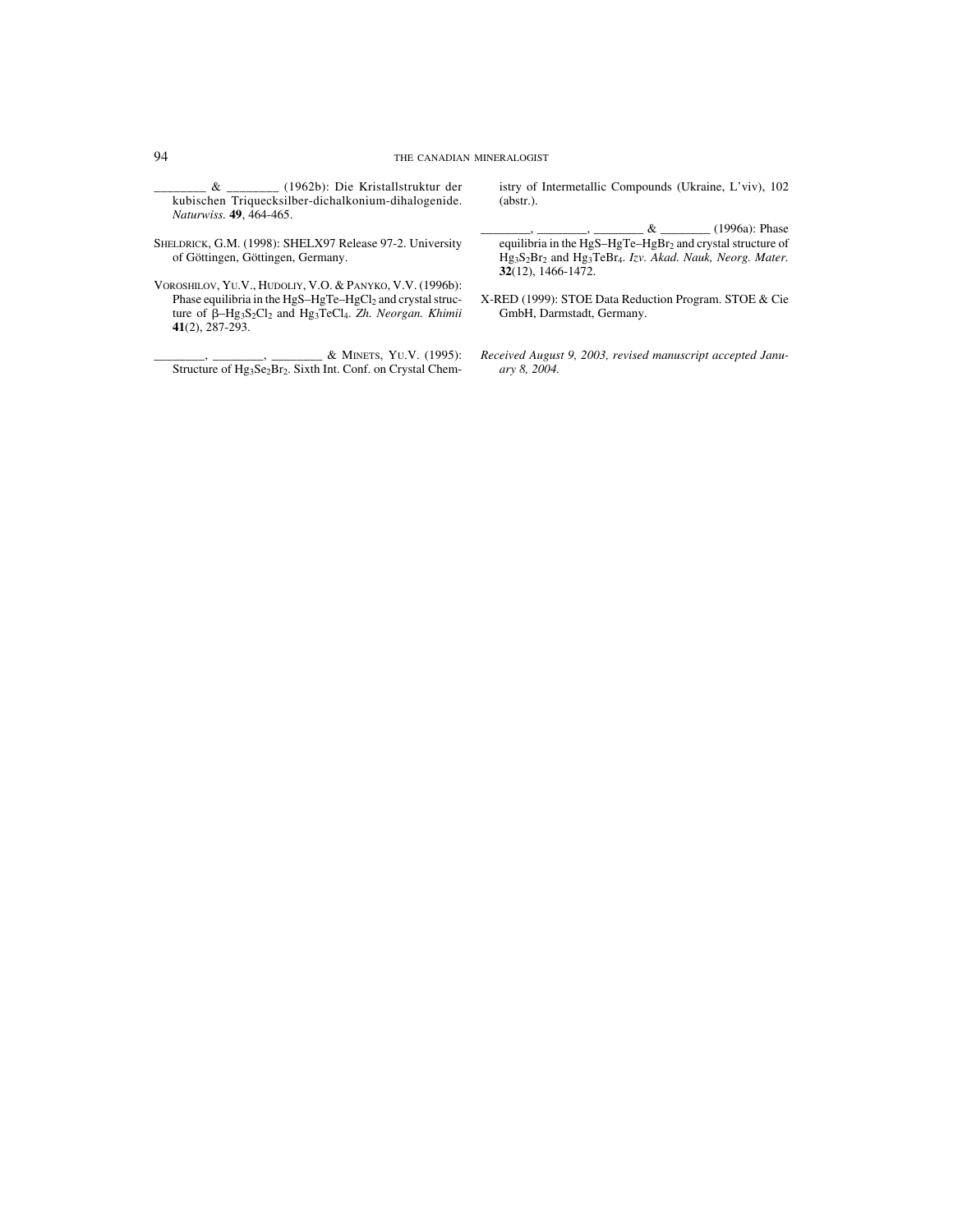________ & ________ (1962b): Die Kristallstruktur der kubischen Triquecksilber-dichalkonium-dihalogenide. *Naturwiss.* **49**, 464-465.

SHELDRICK, G.M. (1998): SHELX97 Release 97-2. University of Göttingen, Göttingen, Germany.

VOROSHILOV, YU.V., HUDOLIY, V.O. & PANYKO, V.V. (1996b): Phase equilibria in the HgS–HgTe–$HgCl_2$ and crystal structure of β–$Hg_3S_2Cl_2$ and $Hg_3TeCl_4$. *Zh. Neorgan. Khimii* **41**(2), 287-293.

________, ________, ________ & MINETS, YU.V. (1995): Structure of $Hg_3Se_2Br_2$. Sixth Int. Conf. on Crystal Chemistry of Intermetallic Compounds (Ukraine, L'viv), 102 (abstr.).

________, ________, ________ & ________ (1996a): Phase equilibria in the HgS–HgTe–$HgBr_2$ and crystal structure of $Hg_3S_2Br_2$ and $Hg_3TeBr_4$. *Izv. Akad. Nauk, Neorg. Mater.* **32**(12), 1466-1472.

X-RED (1999): STOE Data Reduction Program. STOE & Cie GmbH, Darmstadt, Germany.

*Received August 9, 2003, revised manuscript accepted January 8, 2004.*